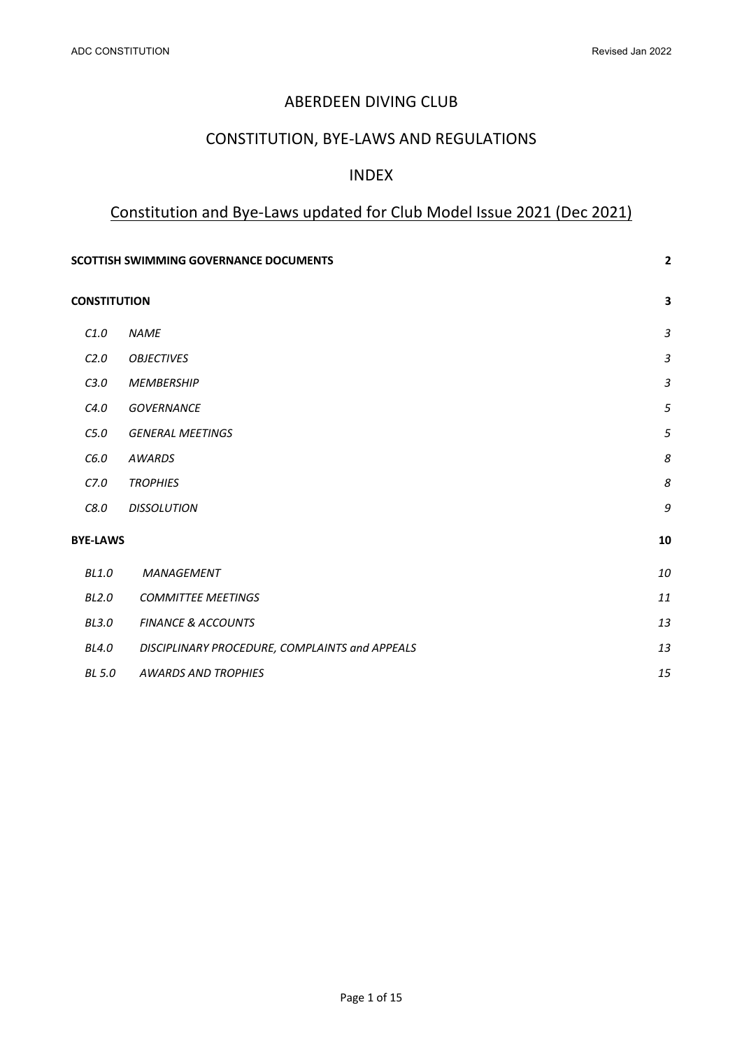# ABERDEEN DIVING CLUB

## CONSTITUTION, BYE-LAWS AND REGULATIONS

## INDEX

## Constitution and Bye-Laws updated for Club Model Issue 2021 (Dec 2021)

| | | |
|---|---|---|
| **SCOTTISH SWIMMING GOVERNANCE DOCUMENTS** | | **2** |
| **CONSTITUTION** | | **3** |
| *C1.0* | *NAME* | *3* |
| *C2.0* | *OBJECTIVES* | *3* |
| *C3.0* | *MEMBERSHIP* | *3* |
| *C4.0* | *GOVERNANCE* | *5* |
| *C5.0* | *GENERAL MEETINGS* | *5* |
| *C6.0* | *AWARDS* | *8* |
| *C7.0* | *TROPHIES* | *8* |
| *C8.0* | *DISSOLUTION* | *9* |
| **BYE-LAWS** | | **10** |
| *BL1.0* | *MANAGEMENT* | *10* |
| *BL2.0* | *COMMITTEE MEETINGS* | *11* |
| *BL3.0* | *FINANCE & ACCOUNTS* | *13* |
| *BL4.0* | *DISCIPLINARY PROCEDURE, COMPLAINTS and APPEALS* | *13* |
| *BL 5.0* | *AWARDS AND TROPHIES* | *15* |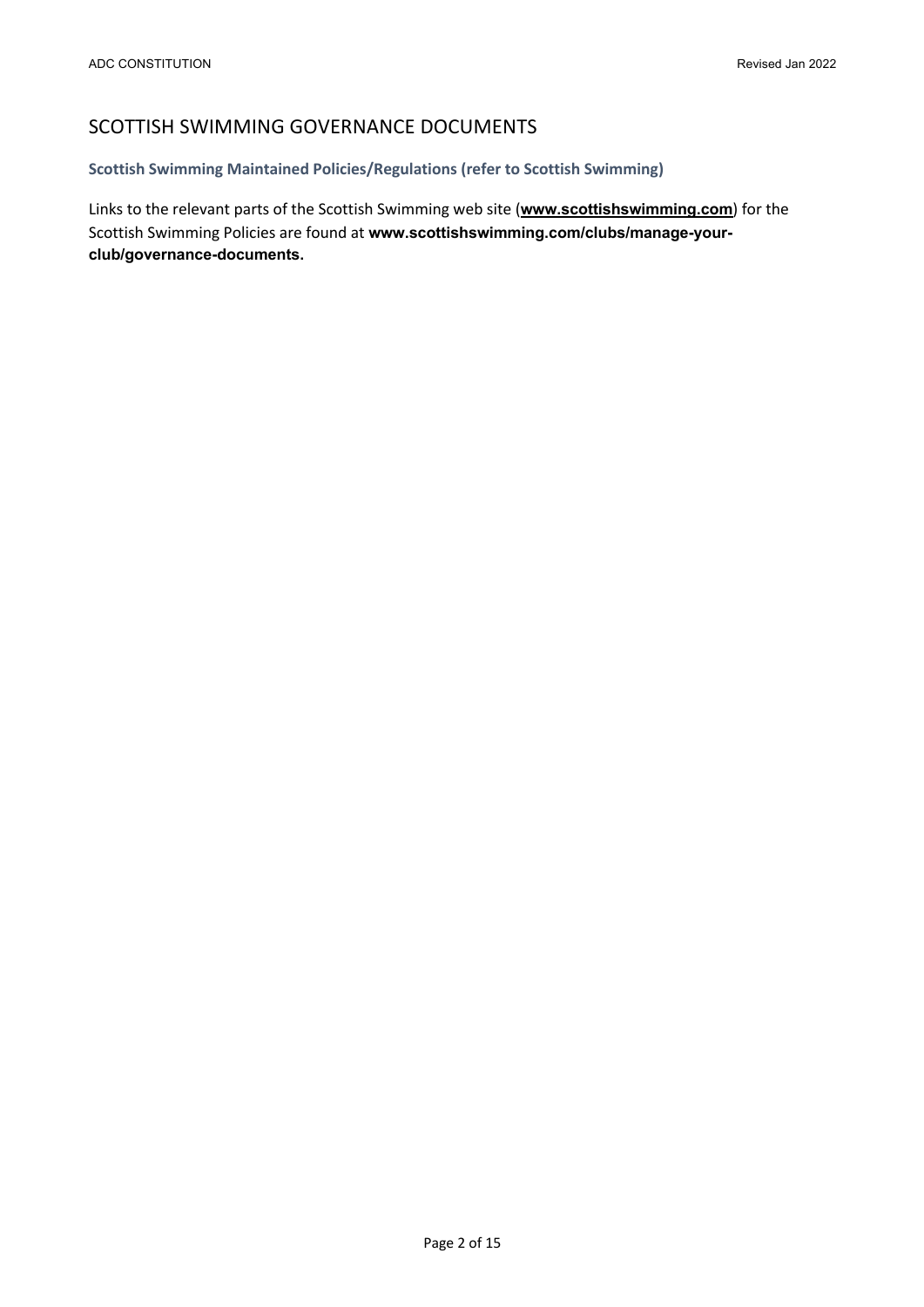## SCOTTISH SWIMMING GOVERNANCE DOCUMENTS

### Scottish Swimming Maintained Policies/Regulations (refer to Scottish Swimming)

Links to the relevant parts of the Scottish Swimming web site (**www.scottishswimming.com**) for the Scottish Swimming Policies are found at **www.scottishswimming.com/clubs/manage-your-club/governance-documents.**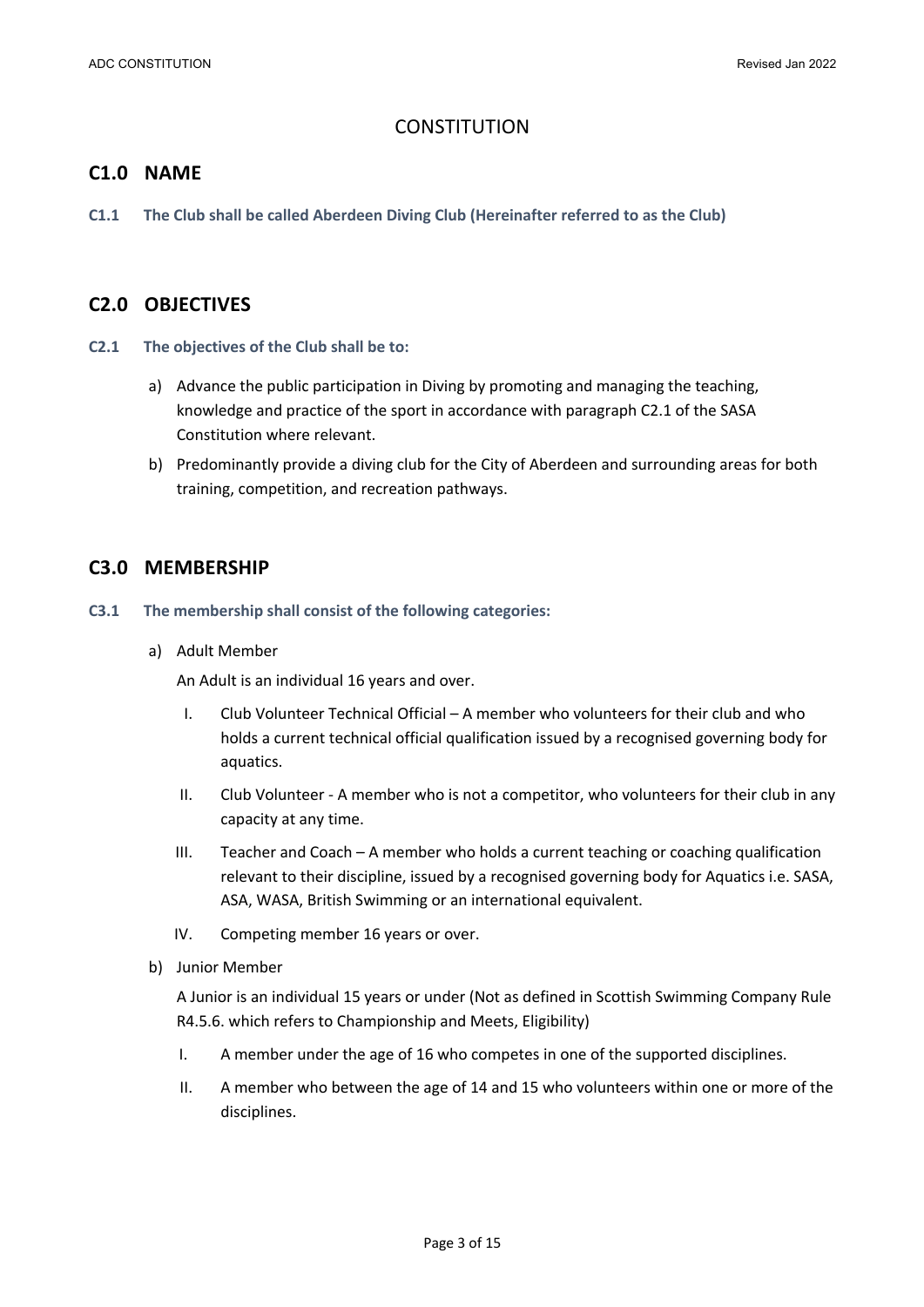# CONSTITUTION

## C1.0 NAME

**C1.1 The Club shall be called Aberdeen Diving Club (Hereinafter referred to as the Club)**

## C2.0 OBJECTIVES

**C2.1 The objectives of the Club shall be to:**

a) Advance the public participation in Diving by promoting and managing the teaching, knowledge and practice of the sport in accordance with paragraph C2.1 of the SASA Constitution where relevant.

b) Predominantly provide a diving club for the City of Aberdeen and surrounding areas for both training, competition, and recreation pathways.

## C3.0 MEMBERSHIP

**C3.1 The membership shall consist of the following categories:**

a) Adult Member

An Adult is an individual 16 years and over.

I. Club Volunteer Technical Official – A member who volunteers for their club and who holds a current technical official qualification issued by a recognised governing body for aquatics.

II. Club Volunteer - A member who is not a competitor, who volunteers for their club in any capacity at any time.

III. Teacher and Coach – A member who holds a current teaching or coaching qualification relevant to their discipline, issued by a recognised governing body for Aquatics i.e. SASA, ASA, WASA, British Swimming or an international equivalent.

IV. Competing member 16 years or over.

b) Junior Member

A Junior is an individual 15 years or under (Not as defined in Scottish Swimming Company Rule R4.5.6. which refers to Championship and Meets, Eligibility)

I. A member under the age of 16 who competes in one of the supported disciplines.

II. A member who between the age of 14 and 15 who volunteers within one or more of the disciplines.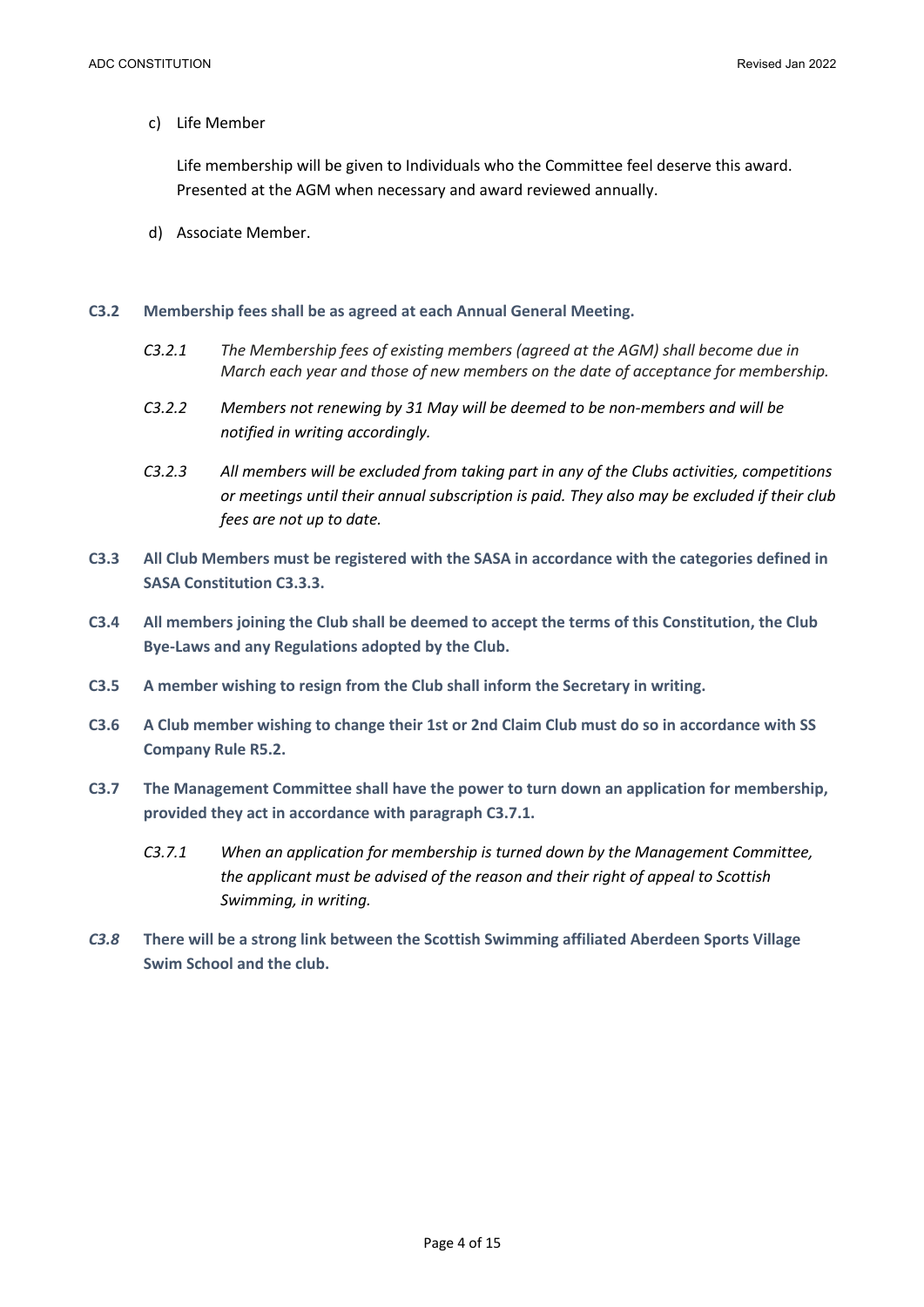c) Life Member

Life membership will be given to Individuals who the Committee feel deserve this award. Presented at the AGM when necessary and award reviewed annually.

d) Associate Member.

**C3.2 Membership fees shall be as agreed at each Annual General Meeting.**

*C3.2.1 The Membership fees of existing members (agreed at the AGM) shall become due in March each year and those of new members on the date of acceptance for membership.*

*C3.2.2 Members not renewing by 31 May will be deemed to be non-members and will be notified in writing accordingly.*

*C3.2.3 All members will be excluded from taking part in any of the Clubs activities, competitions or meetings until their annual subscription is paid. They also may be excluded if their club fees are not up to date.*

**C3.3 All Club Members must be registered with the SASA in accordance with the categories defined in SASA Constitution C3.3.3.**

**C3.4 All members joining the Club shall be deemed to accept the terms of this Constitution, the Club Bye-Laws and any Regulations adopted by the Club.**

**C3.5 A member wishing to resign from the Club shall inform the Secretary in writing.**

**C3.6 A Club member wishing to change their 1st or 2nd Claim Club must do so in accordance with SS Company Rule R5.2.**

**C3.7 The Management Committee shall have the power to turn down an application for membership, provided they act in accordance with paragraph C3.7.1.**

*C3.7.1 When an application for membership is turned down by the Management Committee, the applicant must be advised of the reason and their right of appeal to Scottish Swimming, in writing.*

***C3.8*** **There will be a strong link between the Scottish Swimming affiliated Aberdeen Sports Village Swim School and the club.**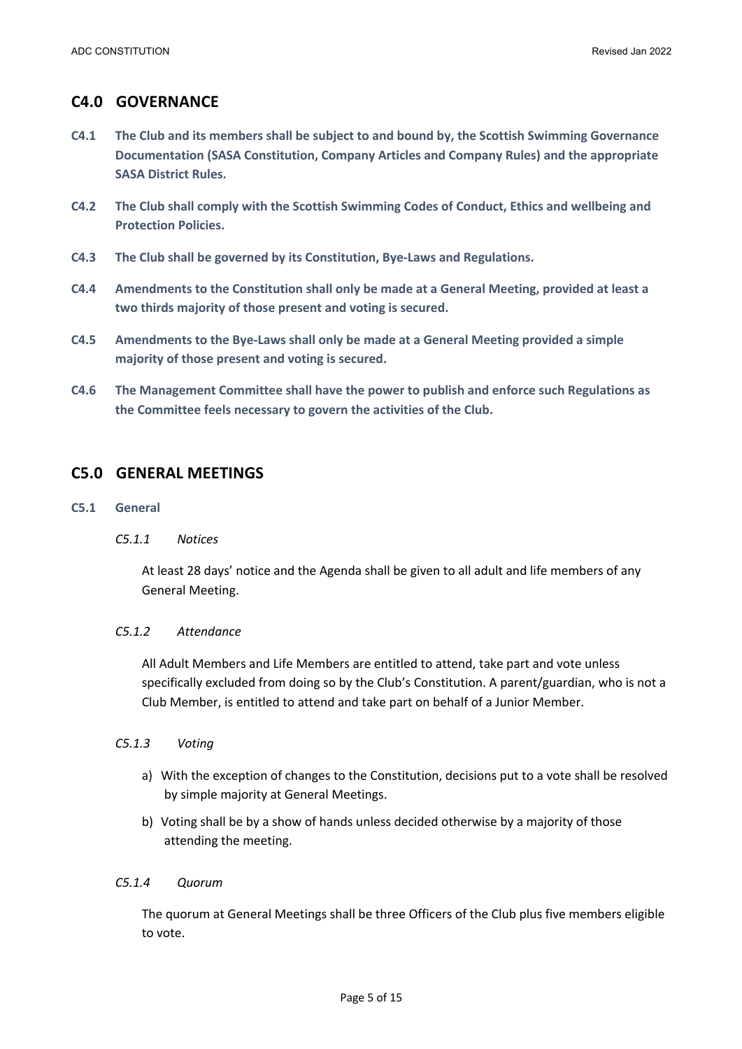## C4.0 GOVERNANCE

**C4.1 The Club and its members shall be subject to and bound by, the Scottish Swimming Governance Documentation (SASA Constitution, Company Articles and Company Rules) and the appropriate SASA District Rules.**

**C4.2 The Club shall comply with the Scottish Swimming Codes of Conduct, Ethics and wellbeing and Protection Policies.**

**C4.3 The Club shall be governed by its Constitution, Bye-Laws and Regulations.**

**C4.4 Amendments to the Constitution shall only be made at a General Meeting, provided at least a two thirds majority of those present and voting is secured.**

**C4.5 Amendments to the Bye-Laws shall only be made at a General Meeting provided a simple majority of those present and voting is secured.**

**C4.6 The Management Committee shall have the power to publish and enforce such Regulations as the Committee feels necessary to govern the activities of the Club.**

## C5.0 GENERAL MEETINGS

**C5.1 General**

*C5.1.1 Notices*

At least 28 days' notice and the Agenda shall be given to all adult and life members of any General Meeting.

*C5.1.2 Attendance*

All Adult Members and Life Members are entitled to attend, take part and vote unless specifically excluded from doing so by the Club's Constitution. A parent/guardian, who is not a Club Member, is entitled to attend and take part on behalf of a Junior Member.

*C5.1.3 Voting*

a) With the exception of changes to the Constitution, decisions put to a vote shall be resolved by simple majority at General Meetings.

b) Voting shall be by a show of hands unless decided otherwise by a majority of those attending the meeting.

*C5.1.4 Quorum*

The quorum at General Meetings shall be three Officers of the Club plus five members eligible to vote.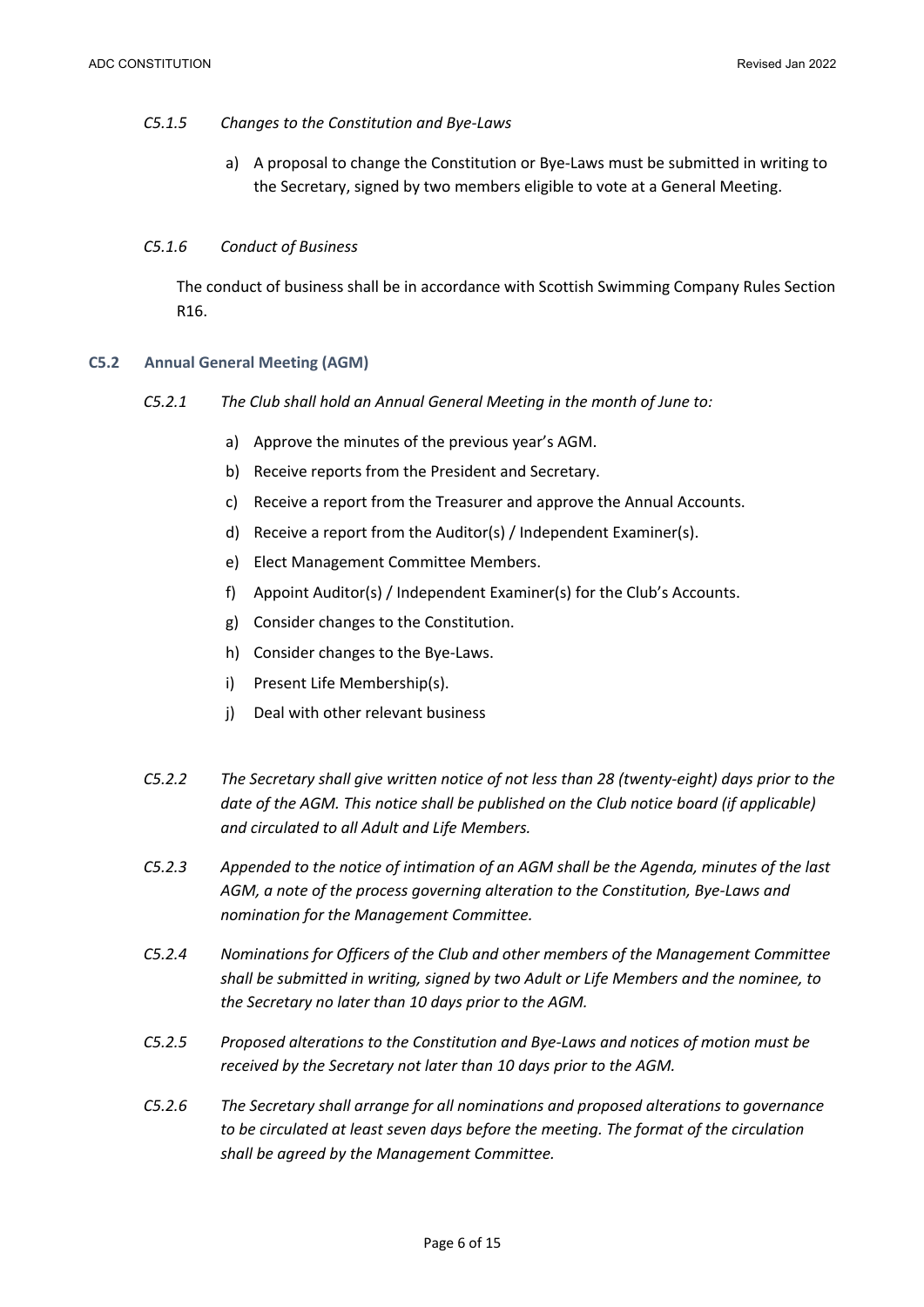*C5.1.5 Changes to the Constitution and Bye-Laws*

a) A proposal to change the Constitution or Bye-Laws must be submitted in writing to the Secretary, signed by two members eligible to vote at a General Meeting.

*C5.1.6 Conduct of Business*

The conduct of business shall be in accordance with Scottish Swimming Company Rules Section R16.

## C5.2 Annual General Meeting (AGM)

*C5.2.1 The Club shall hold an Annual General Meeting in the month of June to:*

a) Approve the minutes of the previous year's AGM.
b) Receive reports from the President and Secretary.
c) Receive a report from the Treasurer and approve the Annual Accounts.
d) Receive a report from the Auditor(s) / Independent Examiner(s).
e) Elect Management Committee Members.
f) Appoint Auditor(s) / Independent Examiner(s) for the Club's Accounts.
g) Consider changes to the Constitution.
h) Consider changes to the Bye-Laws.
i) Present Life Membership(s).
j) Deal with other relevant business

*C5.2.2 The Secretary shall give written notice of not less than 28 (twenty-eight) days prior to the date of the AGM. This notice shall be published on the Club notice board (if applicable) and circulated to all Adult and Life Members.*

*C5.2.3 Appended to the notice of intimation of an AGM shall be the Agenda, minutes of the last AGM, a note of the process governing alteration to the Constitution, Bye-Laws and nomination for the Management Committee.*

*C5.2.4 Nominations for Officers of the Club and other members of the Management Committee shall be submitted in writing, signed by two Adult or Life Members and the nominee, to the Secretary no later than 10 days prior to the AGM.*

*C5.2.5 Proposed alterations to the Constitution and Bye-Laws and notices of motion must be received by the Secretary not later than 10 days prior to the AGM.*

*C5.2.6 The Secretary shall arrange for all nominations and proposed alterations to governance to be circulated at least seven days before the meeting. The format of the circulation shall be agreed by the Management Committee.*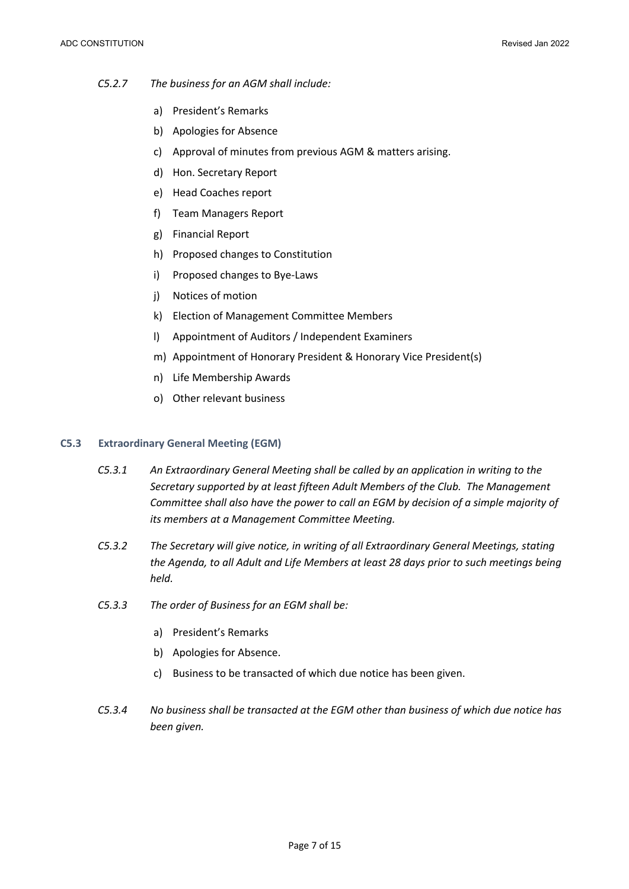*C5.2.7 The business for an AGM shall include:*

a) President's Remarks
b) Apologies for Absence
c) Approval of minutes from previous AGM & matters arising.
d) Hon. Secretary Report
e) Head Coaches report
f) Team Managers Report
g) Financial Report
h) Proposed changes to Constitution
i) Proposed changes to Bye-Laws
j) Notices of motion
k) Election of Management Committee Members
l) Appointment of Auditors / Independent Examiners
m) Appointment of Honorary President & Honorary Vice President(s)
n) Life Membership Awards
o) Other relevant business

### C5.3 Extraordinary General Meeting (EGM)

*C5.3.1 An Extraordinary General Meeting shall be called by an application in writing to the Secretary supported by at least fifteen Adult Members of the Club. The Management Committee shall also have the power to call an EGM by decision of a simple majority of its members at a Management Committee Meeting.*

*C5.3.2 The Secretary will give notice, in writing of all Extraordinary General Meetings, stating the Agenda, to all Adult and Life Members at least 28 days prior to such meetings being held.*

*C5.3.3 The order of Business for an EGM shall be:*

a) President's Remarks
b) Apologies for Absence.
c) Business to be transacted of which due notice has been given.

*C5.3.4 No business shall be transacted at the EGM other than business of which due notice has been given.*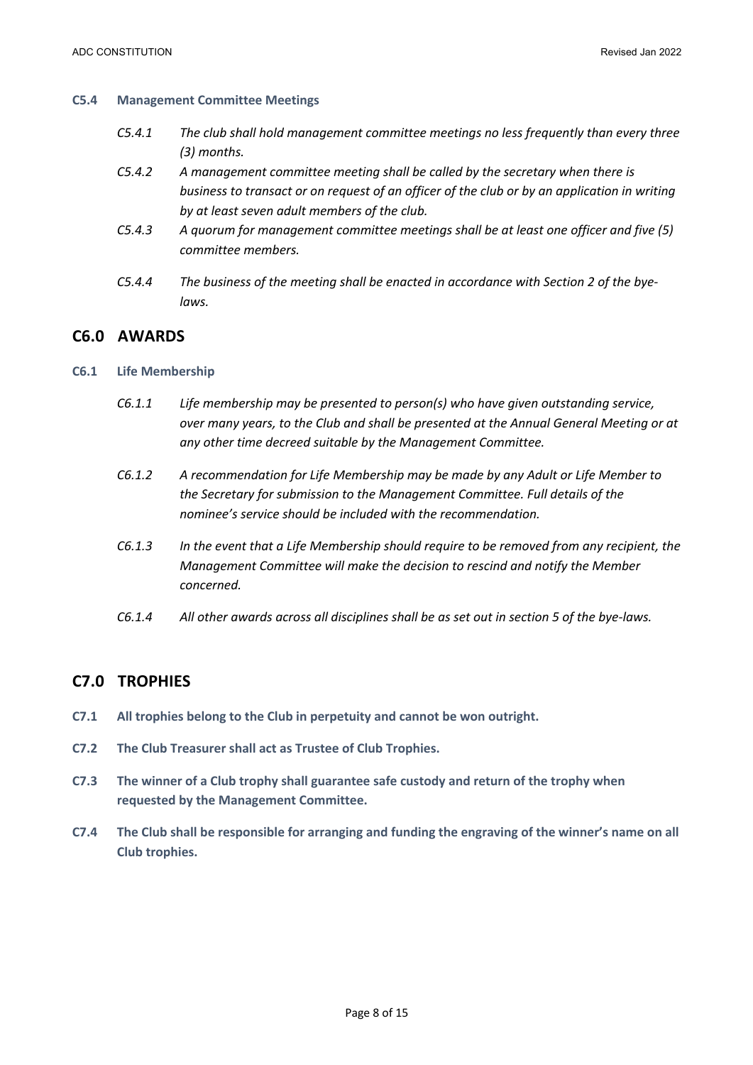### C5.4 Management Committee Meetings

- *C5.4.1 The club shall hold management committee meetings no less frequently than every three (3) months.*
- *C5.4.2 A management committee meeting shall be called by the secretary when there is business to transact or on request of an officer of the club or by an application in writing by at least seven adult members of the club.*
- *C5.4.3 A quorum for management committee meetings shall be at least one officer and five (5) committee members.*
- *C5.4.4 The business of the meeting shall be enacted in accordance with Section 2 of the bye-laws.*

## C6.0 AWARDS

### C6.1 Life Membership

- *C6.1.1 Life membership may be presented to person(s) who have given outstanding service, over many years, to the Club and shall be presented at the Annual General Meeting or at any other time decreed suitable by the Management Committee.*
- *C6.1.2 A recommendation for Life Membership may be made by any Adult or Life Member to the Secretary for submission to the Management Committee. Full details of the nominee's service should be included with the recommendation.*
- *C6.1.3 In the event that a Life Membership should require to be removed from any recipient, the Management Committee will make the decision to rescind and notify the Member concerned.*
- *C6.1.4 All other awards across all disciplines shall be as set out in section 5 of the bye-laws.*

## C7.0 TROPHIES

**C7.1 All trophies belong to the Club in perpetuity and cannot be won outright.**

**C7.2 The Club Treasurer shall act as Trustee of Club Trophies.**

**C7.3 The winner of a Club trophy shall guarantee safe custody and return of the trophy when requested by the Management Committee.**

**C7.4 The Club shall be responsible for arranging and funding the engraving of the winner's name on all Club trophies.**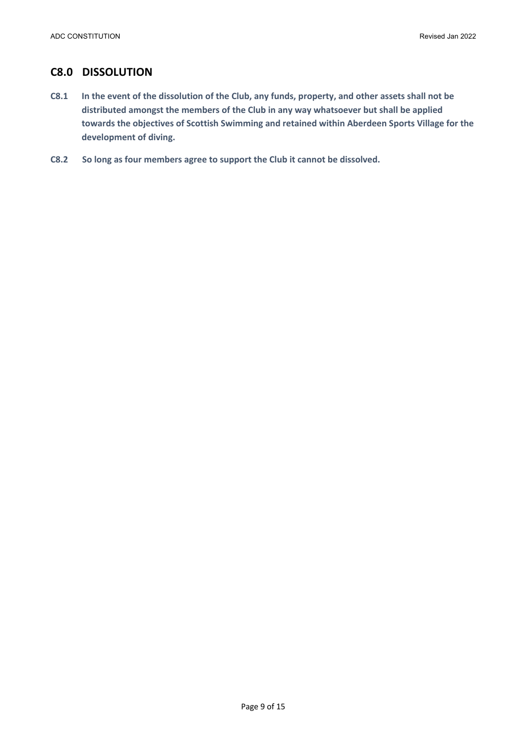## C8.0 DISSOLUTION

**C8.1 In the event of the dissolution of the Club, any funds, property, and other assets shall not be distributed amongst the members of the Club in any way whatsoever but shall be applied towards the objectives of Scottish Swimming and retained within Aberdeen Sports Village for the development of diving.**

**C8.2 So long as four members agree to support the Club it cannot be dissolved.**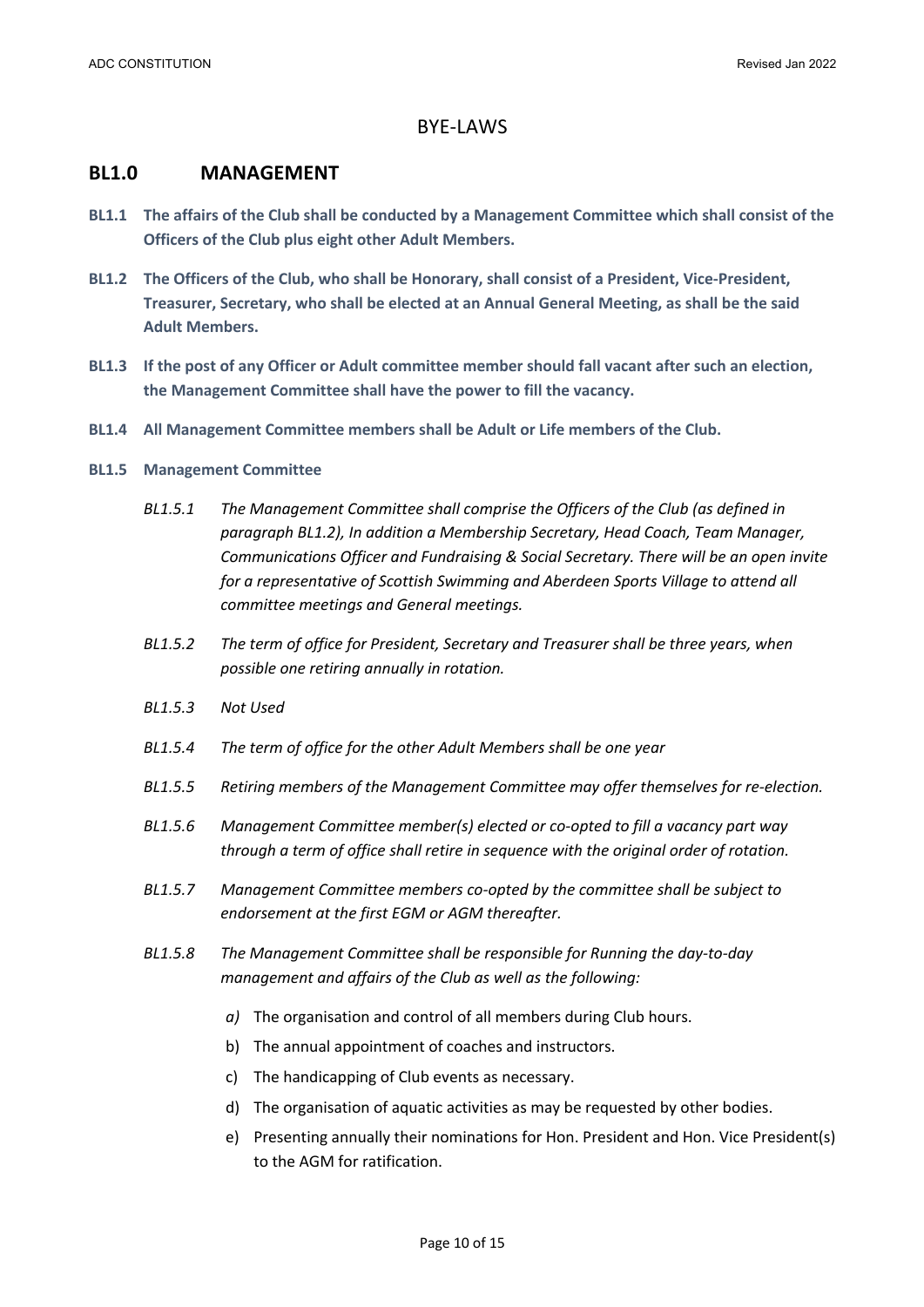# BYE-LAWS

## BL1.0 MANAGEMENT

**BL1.1 The affairs of the Club shall be conducted by a Management Committee which shall consist of the Officers of the Club plus eight other Adult Members.**

**BL1.2 The Officers of the Club, who shall be Honorary, shall consist of a President, Vice-President, Treasurer, Secretary, who shall be elected at an Annual General Meeting, as shall be the said Adult Members.**

**BL1.3 If the post of any Officer or Adult committee member should fall vacant after such an election, the Management Committee shall have the power to fill the vacancy.**

**BL1.4 All Management Committee members shall be Adult or Life members of the Club.**

**BL1.5 Management Committee**

*BL1.5.1 The Management Committee shall comprise the Officers of the Club (as defined in paragraph BL1.2), In addition a Membership Secretary, Head Coach, Team Manager, Communications Officer and Fundraising & Social Secretary. There will be an open invite for a representative of Scottish Swimming and Aberdeen Sports Village to attend all committee meetings and General meetings.*

*BL1.5.2 The term of office for President, Secretary and Treasurer shall be three years, when possible one retiring annually in rotation.*

*BL1.5.3 Not Used*

*BL1.5.4 The term of office for the other Adult Members shall be one year*

*BL1.5.5 Retiring members of the Management Committee may offer themselves for re-election.*

*BL1.5.6 Management Committee member(s) elected or co-opted to fill a vacancy part way through a term of office shall retire in sequence with the original order of rotation.*

*BL1.5.7 Management Committee members co-opted by the committee shall be subject to endorsement at the first EGM or AGM thereafter.*

*BL1.5.8 The Management Committee shall be responsible for Running the day-to-day management and affairs of the Club as well as the following:*

- *a)* The organisation and control of all members during Club hours.
- b) The annual appointment of coaches and instructors.
- c) The handicapping of Club events as necessary.
- d) The organisation of aquatic activities as may be requested by other bodies.
- e) Presenting annually their nominations for Hon. President and Hon. Vice President(s) to the AGM for ratification.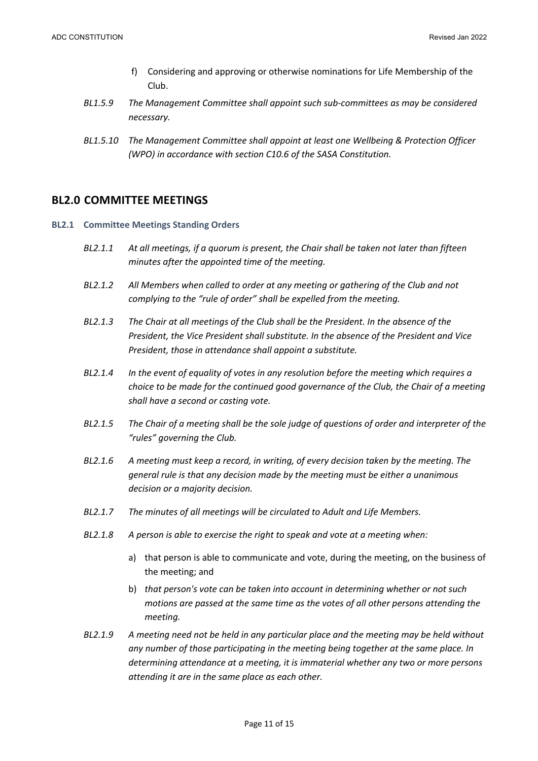f) Considering and approving or otherwise nominations for Life Membership of the Club.

*BL1.5.9* *The Management Committee shall appoint such sub-committees as may be considered necessary.*

*BL1.5.10* *The Management Committee shall appoint at least one Wellbeing & Protection Officer (WPO) in accordance with section C10.6 of the SASA Constitution.*

## BL2.0 COMMITTEE MEETINGS

### BL2.1 Committee Meetings Standing Orders

*BL2.1.1* *At all meetings, if a quorum is present, the Chair shall be taken not later than fifteen minutes after the appointed time of the meeting.*

*BL2.1.2* *All Members when called to order at any meeting or gathering of the Club and not complying to the "rule of order" shall be expelled from the meeting.*

*BL2.1.3* *The Chair at all meetings of the Club shall be the President. In the absence of the President, the Vice President shall substitute. In the absence of the President and Vice President, those in attendance shall appoint a substitute.*

*BL2.1.4* *In the event of equality of votes in any resolution before the meeting which requires a choice to be made for the continued good governance of the Club, the Chair of a meeting shall have a second or casting vote.*

*BL2.1.5* *The Chair of a meeting shall be the sole judge of questions of order and interpreter of the "rules" governing the Club.*

*BL2.1.6* *A meeting must keep a record, in writing, of every decision taken by the meeting. The general rule is that any decision made by the meeting must be either a unanimous decision or a majority decision.*

*BL2.1.7* *The minutes of all meetings will be circulated to Adult and Life Members.*

*BL2.1.8* *A person is able to exercise the right to speak and vote at a meeting when:*

a) that person is able to communicate and vote, during the meeting, on the business of the meeting; and

b) *that person's vote can be taken into account in determining whether or not such motions are passed at the same time as the votes of all other persons attending the meeting.*

*BL2.1.9* *A meeting need not be held in any particular place and the meeting may be held without any number of those participating in the meeting being together at the same place. In determining attendance at a meeting, it is immaterial whether any two or more persons attending it are in the same place as each other.*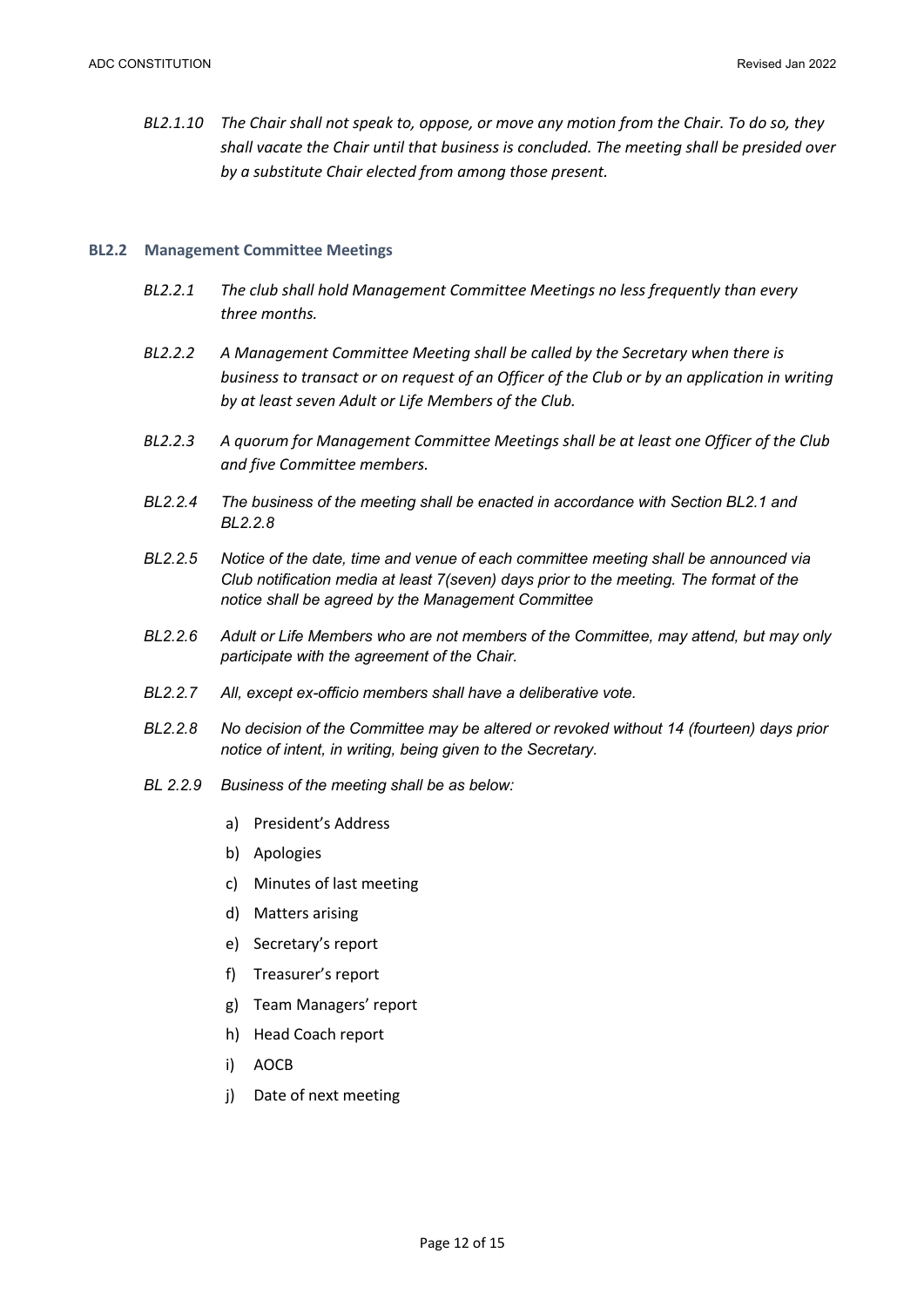*BL2.1.10 The Chair shall not speak to, oppose, or move any motion from the Chair. To do so, they shall vacate the Chair until that business is concluded. The meeting shall be presided over by a substitute Chair elected from among those present.*

### BL2.2 Management Committee Meetings

*BL2.2.1 The club shall hold Management Committee Meetings no less frequently than every three months.*

*BL2.2.2 A Management Committee Meeting shall be called by the Secretary when there is business to transact or on request of an Officer of the Club or by an application in writing by at least seven Adult or Life Members of the Club.*

*BL2.2.3 A quorum for Management Committee Meetings shall be at least one Officer of the Club and five Committee members.*

*BL2.2.4 The business of the meeting shall be enacted in accordance with Section BL2.1 and BL2.2.8*

*BL2.2.5 Notice of the date, time and venue of each committee meeting shall be announced via Club notification media at least 7(seven) days prior to the meeting. The format of the notice shall be agreed by the Management Committee*

*BL2.2.6 Adult or Life Members who are not members of the Committee, may attend, but may only participate with the agreement of the Chair.*

*BL2.2.7 All, except ex-officio members shall have a deliberative vote.*

*BL2.2.8 No decision of the Committee may be altered or revoked without 14 (fourteen) days prior notice of intent, in writing, being given to the Secretary.*

*BL 2.2.9 Business of the meeting shall be as below:*

a) President's Address
b) Apologies
c) Minutes of last meeting
d) Matters arising
e) Secretary's report
f) Treasurer's report
g) Team Managers' report
h) Head Coach report
i) AOCB
j) Date of next meeting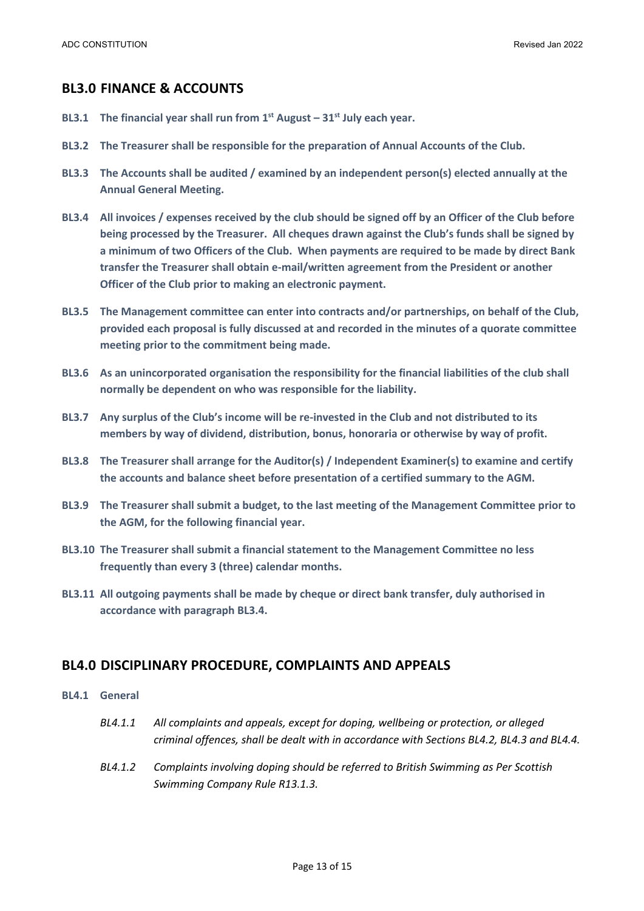## BL3.0 FINANCE & ACCOUNTS

**BL3.1 The financial year shall run from 1st August – 31st July each year.**

**BL3.2 The Treasurer shall be responsible for the preparation of Annual Accounts of the Club.**

**BL3.3 The Accounts shall be audited / examined by an independent person(s) elected annually at the Annual General Meeting.**

**BL3.4 All invoices / expenses received by the club should be signed off by an Officer of the Club before being processed by the Treasurer. All cheques drawn against the Club's funds shall be signed by a minimum of two Officers of the Club. When payments are required to be made by direct Bank transfer the Treasurer shall obtain e-mail/written agreement from the President or another Officer of the Club prior to making an electronic payment.**

**BL3.5 The Management committee can enter into contracts and/or partnerships, on behalf of the Club, provided each proposal is fully discussed at and recorded in the minutes of a quorate committee meeting prior to the commitment being made.**

**BL3.6 As an unincorporated organisation the responsibility for the financial liabilities of the club shall normally be dependent on who was responsible for the liability.**

**BL3.7 Any surplus of the Club's income will be re-invested in the Club and not distributed to its members by way of dividend, distribution, bonus, honoraria or otherwise by way of profit.**

**BL3.8 The Treasurer shall arrange for the Auditor(s) / Independent Examiner(s) to examine and certify the accounts and balance sheet before presentation of a certified summary to the AGM.**

**BL3.9 The Treasurer shall submit a budget, to the last meeting of the Management Committee prior to the AGM, for the following financial year.**

**BL3.10 The Treasurer shall submit a financial statement to the Management Committee no less frequently than every 3 (three) calendar months.**

**BL3.11 All outgoing payments shall be made by cheque or direct bank transfer, duly authorised in accordance with paragraph BL3.4.**

## BL4.0 DISCIPLINARY PROCEDURE, COMPLAINTS AND APPEALS

**BL4.1 General**

*BL4.1.1 All complaints and appeals, except for doping, wellbeing or protection, or alleged criminal offences, shall be dealt with in accordance with Sections BL4.2, BL4.3 and BL4.4.*

*BL4.1.2 Complaints involving doping should be referred to British Swimming as Per Scottish Swimming Company Rule R13.1.3.*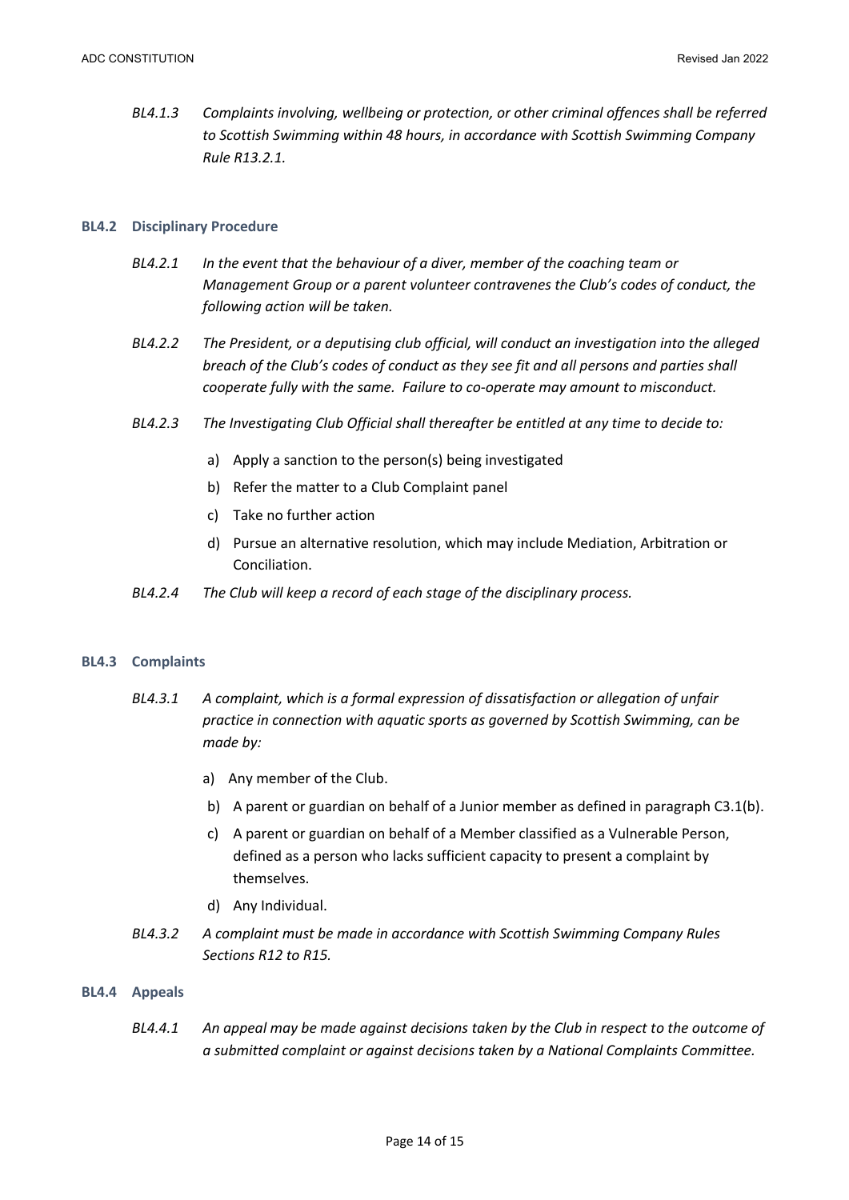*BL4.1.3 Complaints involving, wellbeing or protection, or other criminal offences shall be referred to Scottish Swimming within 48 hours, in accordance with Scottish Swimming Company Rule R13.2.1.*

**BL4.2 Disciplinary Procedure**

*BL4.2.1 In the event that the behaviour of a diver, member of the coaching team or Management Group or a parent volunteer contravenes the Club's codes of conduct, the following action will be taken.*

*BL4.2.2 The President, or a deputising club official, will conduct an investigation into the alleged breach of the Club's codes of conduct as they see fit and all persons and parties shall cooperate fully with the same. Failure to co-operate may amount to misconduct.*

*BL4.2.3 The Investigating Club Official shall thereafter be entitled at any time to decide to:*

a) Apply a sanction to the person(s) being investigated
b) Refer the matter to a Club Complaint panel
c) Take no further action
d) Pursue an alternative resolution, which may include Mediation, Arbitration or Conciliation.

*BL4.2.4 The Club will keep a record of each stage of the disciplinary process.*

**BL4.3 Complaints**

*BL4.3.1 A complaint, which is a formal expression of dissatisfaction or allegation of unfair practice in connection with aquatic sports as governed by Scottish Swimming, can be made by:*

a) Any member of the Club.
b) A parent or guardian on behalf of a Junior member as defined in paragraph C3.1(b).
c) A parent or guardian on behalf of a Member classified as a Vulnerable Person, defined as a person who lacks sufficient capacity to present a complaint by themselves.
d) Any Individual.

*BL4.3.2 A complaint must be made in accordance with Scottish Swimming Company Rules Sections R12 to R15.*

**BL4.4 Appeals**

*BL4.4.1 An appeal may be made against decisions taken by the Club in respect to the outcome of a submitted complaint or against decisions taken by a National Complaints Committee.*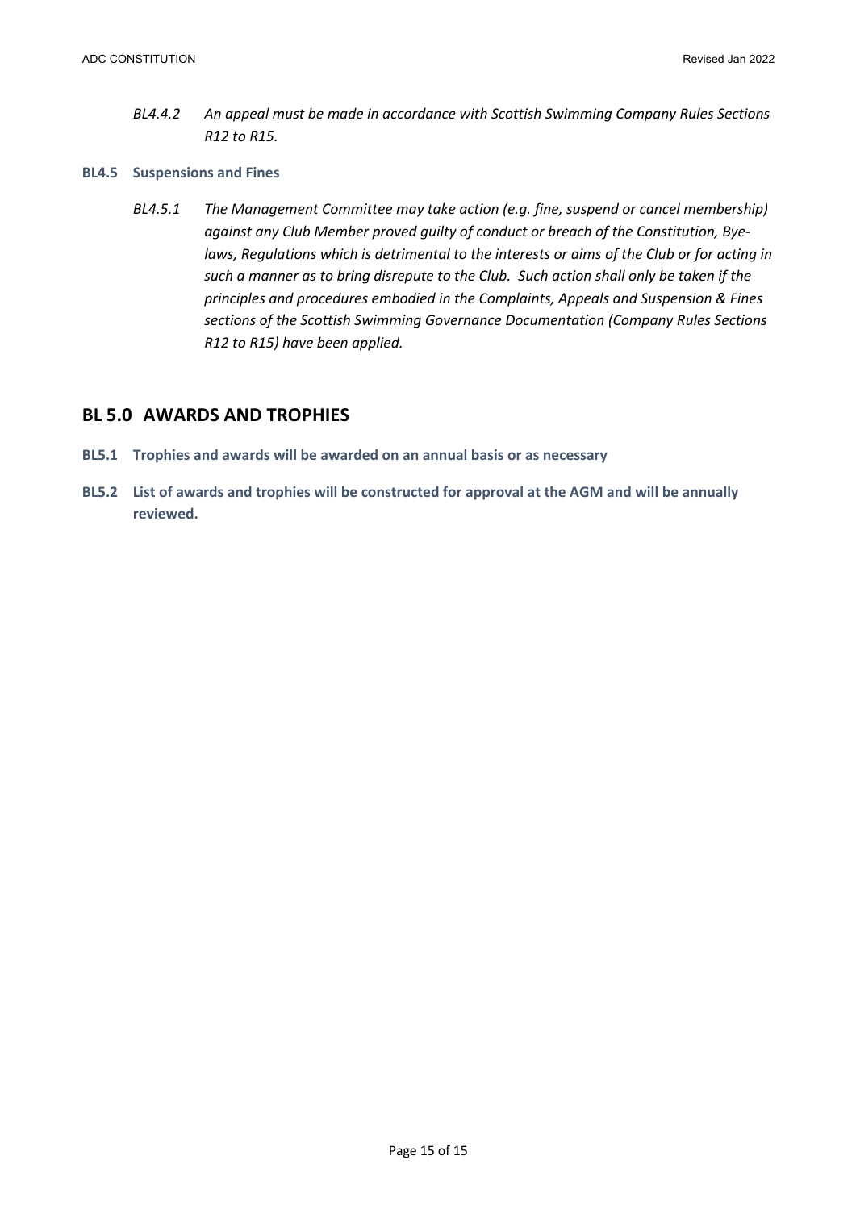*BL4.4.2 An appeal must be made in accordance with Scottish Swimming Company Rules Sections R12 to R15.*

**BL4.5 Suspensions and Fines**

*BL4.5.1 The Management Committee may take action (e.g. fine, suspend or cancel membership) against any Club Member proved guilty of conduct or breach of the Constitution, Bye-laws, Regulations which is detrimental to the interests or aims of the Club or for acting in such a manner as to bring disrepute to the Club. Such action shall only be taken if the principles and procedures embodied in the Complaints, Appeals and Suspension & Fines sections of the Scottish Swimming Governance Documentation (Company Rules Sections R12 to R15) have been applied.*

## BL 5.0 AWARDS AND TROPHIES

**BL5.1 Trophies and awards will be awarded on an annual basis or as necessary**

**BL5.2 List of awards and trophies will be constructed for approval at the AGM and will be annually reviewed.**